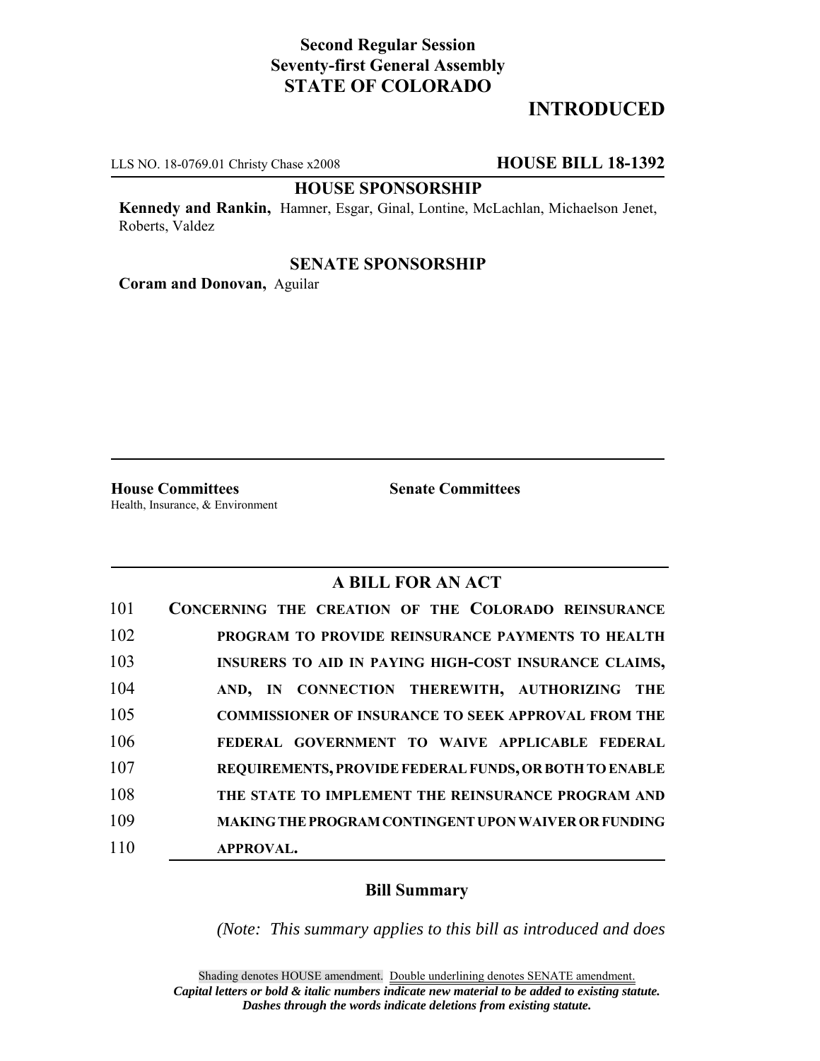**Second Regular Session**
**Seventy-first General Assembly**
**STATE OF COLORADO**

# INTRODUCED

LLS NO. 18-0769.01 Christy Chase x2008 **HOUSE BILL 18-1392**

**HOUSE SPONSORSHIP**

**Kennedy and Rankin,** Hamner, Esgar, Ginal, Lontine, McLachlan, Michaelson Jenet, Roberts, Valdez

**SENATE SPONSORSHIP**

**Coram and Donovan,** Aguilar

**House Committees**
Health, Insurance, & Environment

**Senate Committees**

## A BILL FOR AN ACT

101 **CONCERNING THE CREATION OF THE COLORADO REINSURANCE**
102 **PROGRAM TO PROVIDE REINSURANCE PAYMENTS TO HEALTH**
103 **INSURERS TO AID IN PAYING HIGH-COST INSURANCE CLAIMS,**
104 **AND, IN CONNECTION THEREWITH, AUTHORIZING THE**
105 **COMMISSIONER OF INSURANCE TO SEEK APPROVAL FROM THE**
106 **FEDERAL GOVERNMENT TO WAIVE APPLICABLE FEDERAL**
107 **REQUIREMENTS, PROVIDE FEDERAL FUNDS, OR BOTH TO ENABLE**
108 **THE STATE TO IMPLEMENT THE REINSURANCE PROGRAM AND**
109 **MAKING THE PROGRAM CONTINGENT UPON WAIVER OR FUNDING**
110 **APPROVAL.**

### Bill Summary

*(Note: This summary applies to this bill as introduced and does*

Shading denotes HOUSE amendment. Double underlining denotes SENATE amendment.
***Capital letters or bold & italic numbers indicate new material to be added to existing statute.***
***Dashes through the words indicate deletions from existing statute.***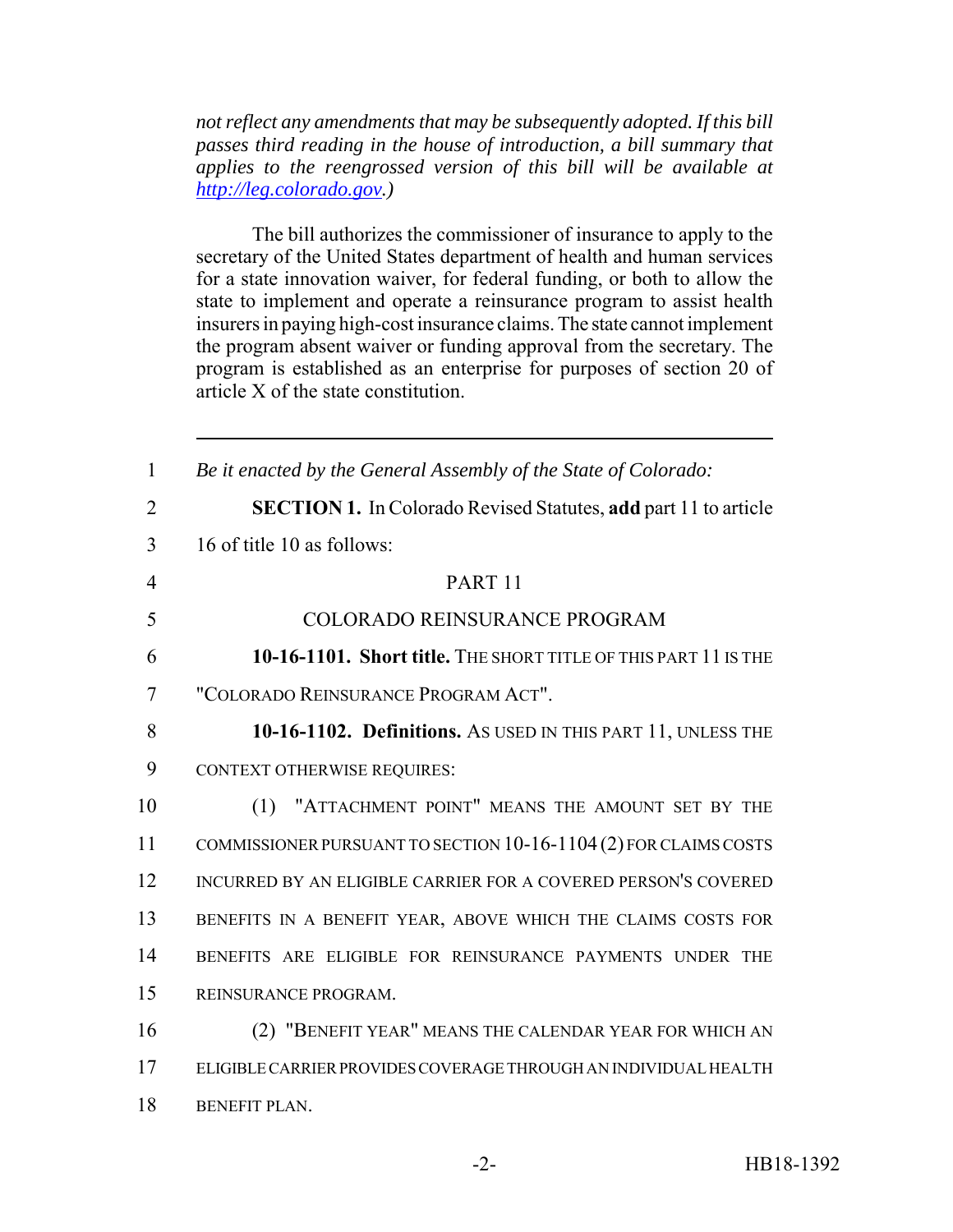*not reflect any amendments that may be subsequently adopted. If this bill passes third reading in the house of introduction, a bill summary that applies to the reengrossed version of this bill will be available at http://leg.colorado.gov.)*

The bill authorizes the commissioner of insurance to apply to the secretary of the United States department of health and human services for a state innovation waiver, for federal funding, or both to allow the state to implement and operate a reinsurance program to assist health insurers in paying high-cost insurance claims. The state cannot implement the program absent waiver or funding approval from the secretary. The program is established as an enterprise for purposes of section 20 of article X of the state constitution.

---

1 *Be it enacted by the General Assembly of the State of Colorado:*

2 **SECTION 1.** In Colorado Revised Statutes, **add** part 11 to article
3 16 of title 10 as follows:

4 PART 11

5 COLORADO REINSURANCE PROGRAM

6 **10-16-1101. Short title.** THE SHORT TITLE OF THIS PART 11 IS THE
7 "COLORADO REINSURANCE PROGRAM ACT".

8 **10-16-1102. Definitions.** AS USED IN THIS PART 11, UNLESS THE
9 CONTEXT OTHERWISE REQUIRES:

10 (1) "ATTACHMENT POINT" MEANS THE AMOUNT SET BY THE
11 COMMISSIONER PURSUANT TO SECTION 10-16-1104 (2) FOR CLAIMS COSTS
12 INCURRED BY AN ELIGIBLE CARRIER FOR A COVERED PERSON'S COVERED
13 BENEFITS IN A BENEFIT YEAR, ABOVE WHICH THE CLAIMS COSTS FOR
14 BENEFITS ARE ELIGIBLE FOR REINSURANCE PAYMENTS UNDER THE
15 REINSURANCE PROGRAM.

16 (2) "BENEFIT YEAR" MEANS THE CALENDAR YEAR FOR WHICH AN
17 ELIGIBLE CARRIER PROVIDES COVERAGE THROUGH AN INDIVIDUAL HEALTH
18 BENEFIT PLAN.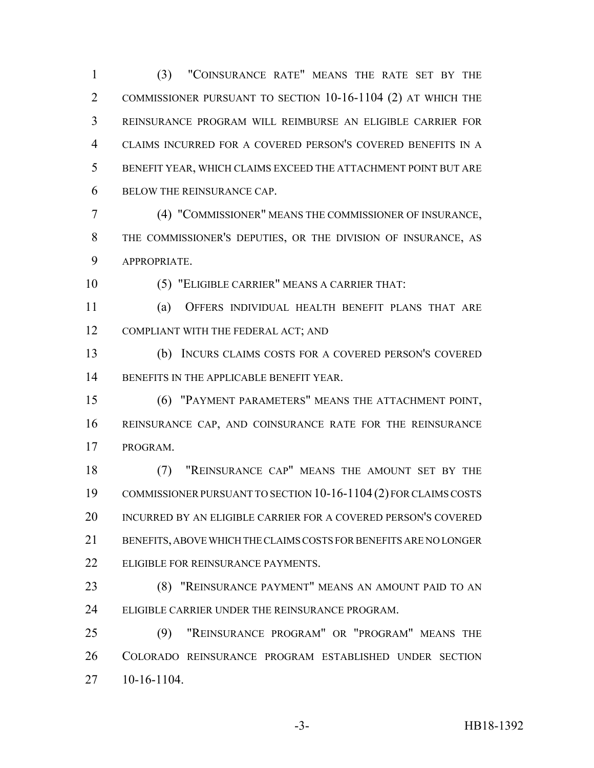(3) "COINSURANCE RATE" MEANS THE RATE SET BY THE COMMISSIONER PURSUANT TO SECTION 10-16-1104 (2) AT WHICH THE REINSURANCE PROGRAM WILL REIMBURSE AN ELIGIBLE CARRIER FOR CLAIMS INCURRED FOR A COVERED PERSON'S COVERED BENEFITS IN A BENEFIT YEAR, WHICH CLAIMS EXCEED THE ATTACHMENT POINT BUT ARE BELOW THE REINSURANCE CAP.

(4) "COMMISSIONER" MEANS THE COMMISSIONER OF INSURANCE, THE COMMISSIONER'S DEPUTIES, OR THE DIVISION OF INSURANCE, AS APPROPRIATE.

(5) "ELIGIBLE CARRIER" MEANS A CARRIER THAT:

(a) OFFERS INDIVIDUAL HEALTH BENEFIT PLANS THAT ARE COMPLIANT WITH THE FEDERAL ACT; AND

(b) INCURS CLAIMS COSTS FOR A COVERED PERSON'S COVERED BENEFITS IN THE APPLICABLE BENEFIT YEAR.

(6) "PAYMENT PARAMETERS" MEANS THE ATTACHMENT POINT, REINSURANCE CAP, AND COINSURANCE RATE FOR THE REINSURANCE PROGRAM.

(7) "REINSURANCE CAP" MEANS THE AMOUNT SET BY THE COMMISSIONER PURSUANT TO SECTION 10-16-1104 (2) FOR CLAIMS COSTS INCURRED BY AN ELIGIBLE CARRIER FOR A COVERED PERSON'S COVERED BENEFITS, ABOVE WHICH THE CLAIMS COSTS FOR BENEFITS ARE NO LONGER ELIGIBLE FOR REINSURANCE PAYMENTS.

(8) "REINSURANCE PAYMENT" MEANS AN AMOUNT PAID TO AN ELIGIBLE CARRIER UNDER THE REINSURANCE PROGRAM.

(9) "REINSURANCE PROGRAM" OR "PROGRAM" MEANS THE COLORADO REINSURANCE PROGRAM ESTABLISHED UNDER SECTION 10-16-1104.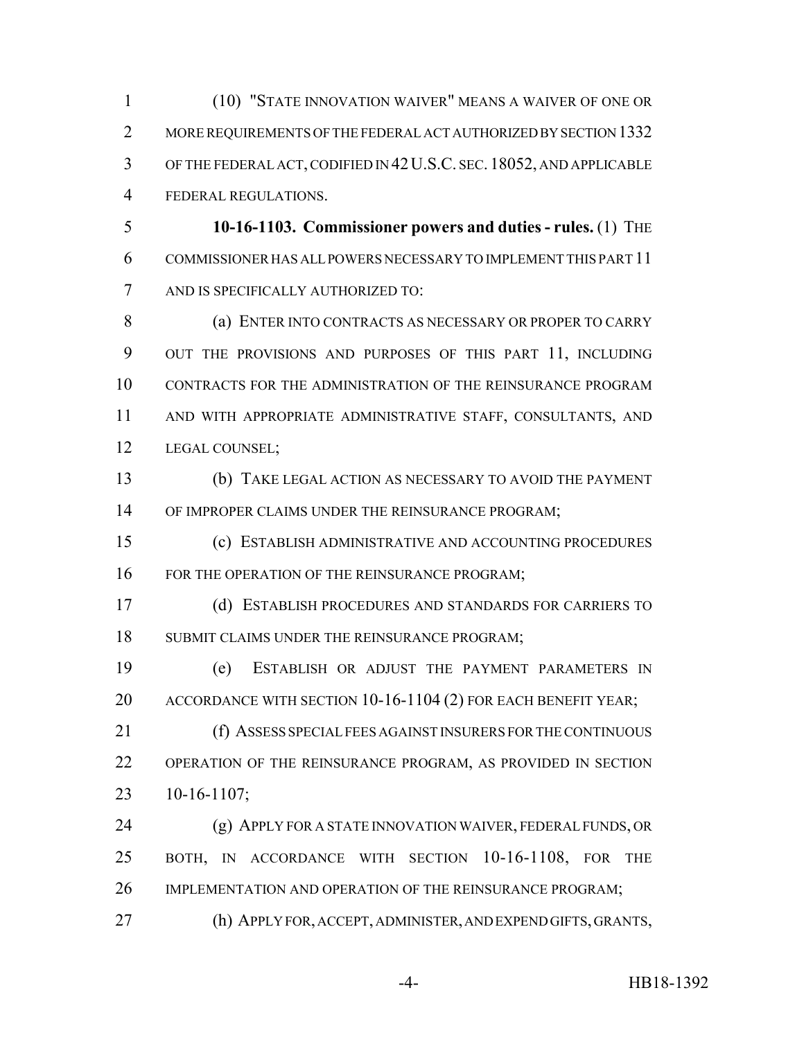(10) "STATE INNOVATION WAIVER" MEANS A WAIVER OF ONE OR MORE REQUIREMENTS OF THE FEDERAL ACT AUTHORIZED BY SECTION 1332 OF THE FEDERAL ACT, CODIFIED IN 42 U.S.C. SEC. 18052, AND APPLICABLE FEDERAL REGULATIONS.

**10-16-1103. Commissioner powers and duties - rules.** (1) THE COMMISSIONER HAS ALL POWERS NECESSARY TO IMPLEMENT THIS PART 11 AND IS SPECIFICALLY AUTHORIZED TO:

(a) ENTER INTO CONTRACTS AS NECESSARY OR PROPER TO CARRY OUT THE PROVISIONS AND PURPOSES OF THIS PART 11, INCLUDING CONTRACTS FOR THE ADMINISTRATION OF THE REINSURANCE PROGRAM AND WITH APPROPRIATE ADMINISTRATIVE STAFF, CONSULTANTS, AND LEGAL COUNSEL;

(b) TAKE LEGAL ACTION AS NECESSARY TO AVOID THE PAYMENT OF IMPROPER CLAIMS UNDER THE REINSURANCE PROGRAM;

(c) ESTABLISH ADMINISTRATIVE AND ACCOUNTING PROCEDURES FOR THE OPERATION OF THE REINSURANCE PROGRAM;

(d) ESTABLISH PROCEDURES AND STANDARDS FOR CARRIERS TO SUBMIT CLAIMS UNDER THE REINSURANCE PROGRAM;

(e) ESTABLISH OR ADJUST THE PAYMENT PARAMETERS IN ACCORDANCE WITH SECTION 10-16-1104 (2) FOR EACH BENEFIT YEAR;

(f) ASSESS SPECIAL FEES AGAINST INSURERS FOR THE CONTINUOUS OPERATION OF THE REINSURANCE PROGRAM, AS PROVIDED IN SECTION 10-16-1107;

(g) APPLY FOR A STATE INNOVATION WAIVER, FEDERAL FUNDS, OR BOTH, IN ACCORDANCE WITH SECTION 10-16-1108, FOR THE IMPLEMENTATION AND OPERATION OF THE REINSURANCE PROGRAM;

(h) APPLY FOR, ACCEPT, ADMINISTER, AND EXPEND GIFTS, GRANTS,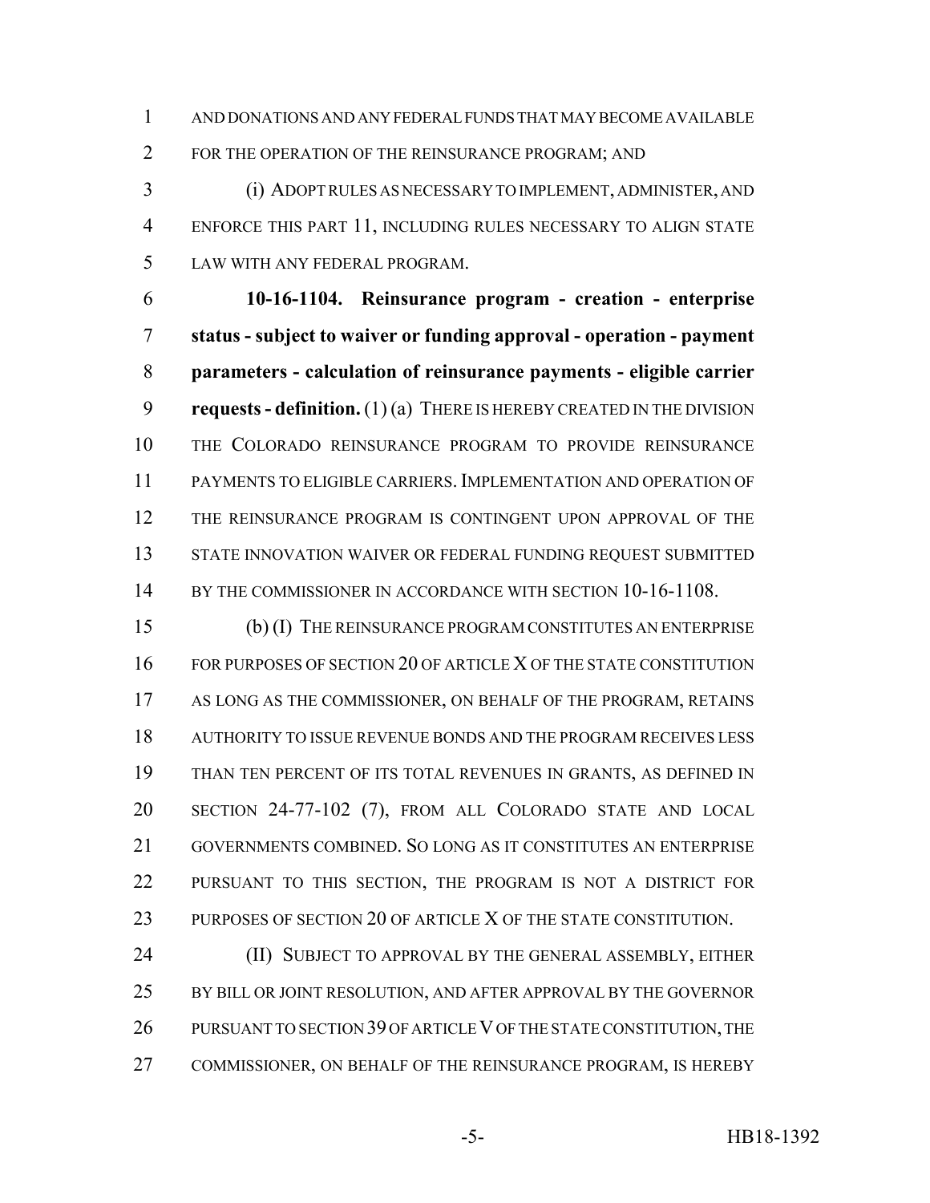AND DONATIONS AND ANY FEDERAL FUNDS THAT MAY BECOME AVAILABLE FOR THE OPERATION OF THE REINSURANCE PROGRAM; AND

(i) ADOPT RULES AS NECESSARY TO IMPLEMENT, ADMINISTER, AND ENFORCE THIS PART 11, INCLUDING RULES NECESSARY TO ALIGN STATE LAW WITH ANY FEDERAL PROGRAM.

**10-16-1104. Reinsurance program - creation - enterprise status - subject to waiver or funding approval - operation - payment parameters - calculation of reinsurance payments - eligible carrier requests - definition.** (1) (a) THERE IS HEREBY CREATED IN THE DIVISION THE COLORADO REINSURANCE PROGRAM TO PROVIDE REINSURANCE PAYMENTS TO ELIGIBLE CARRIERS. IMPLEMENTATION AND OPERATION OF THE REINSURANCE PROGRAM IS CONTINGENT UPON APPROVAL OF THE STATE INNOVATION WAIVER OR FEDERAL FUNDING REQUEST SUBMITTED BY THE COMMISSIONER IN ACCORDANCE WITH SECTION 10-16-1108.

(b) (I) THE REINSURANCE PROGRAM CONSTITUTES AN ENTERPRISE FOR PURPOSES OF SECTION 20 OF ARTICLE X OF THE STATE CONSTITUTION AS LONG AS THE COMMISSIONER, ON BEHALF OF THE PROGRAM, RETAINS AUTHORITY TO ISSUE REVENUE BONDS AND THE PROGRAM RECEIVES LESS THAN TEN PERCENT OF ITS TOTAL REVENUES IN GRANTS, AS DEFINED IN SECTION 24-77-102 (7), FROM ALL COLORADO STATE AND LOCAL GOVERNMENTS COMBINED. SO LONG AS IT CONSTITUTES AN ENTERPRISE PURSUANT TO THIS SECTION, THE PROGRAM IS NOT A DISTRICT FOR PURPOSES OF SECTION 20 OF ARTICLE X OF THE STATE CONSTITUTION.

(II) SUBJECT TO APPROVAL BY THE GENERAL ASSEMBLY, EITHER BY BILL OR JOINT RESOLUTION, AND AFTER APPROVAL BY THE GOVERNOR PURSUANT TO SECTION 39 OF ARTICLE V OF THE STATE CONSTITUTION, THE COMMISSIONER, ON BEHALF OF THE REINSURANCE PROGRAM, IS HEREBY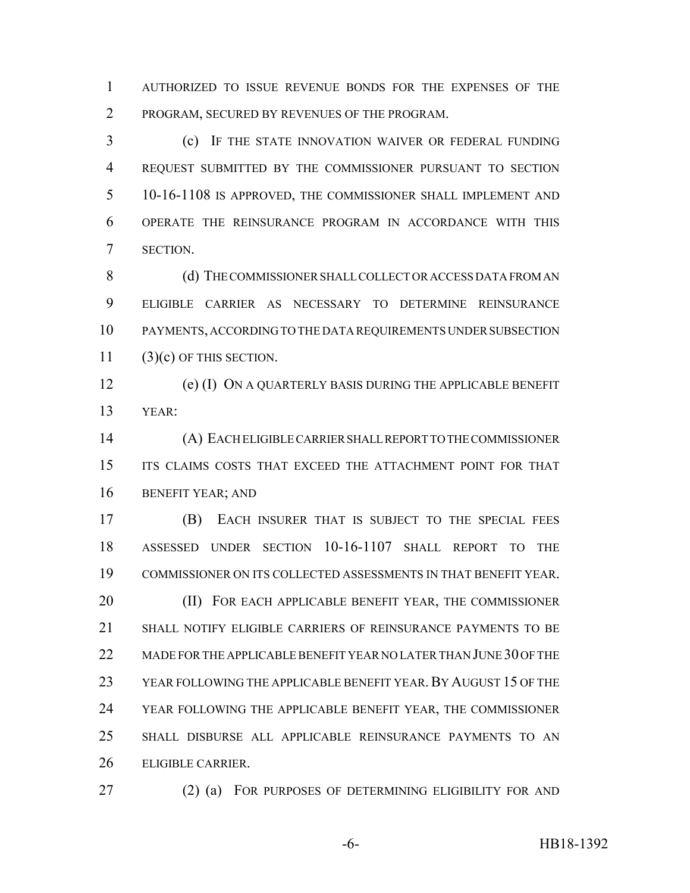AUTHORIZED TO ISSUE REVENUE BONDS FOR THE EXPENSES OF THE PROGRAM, SECURED BY REVENUES OF THE PROGRAM.

(c) IF THE STATE INNOVATION WAIVER OR FEDERAL FUNDING REQUEST SUBMITTED BY THE COMMISSIONER PURSUANT TO SECTION 10-16-1108 IS APPROVED, THE COMMISSIONER SHALL IMPLEMENT AND OPERATE THE REINSURANCE PROGRAM IN ACCORDANCE WITH THIS SECTION.

(d) THE COMMISSIONER SHALL COLLECT OR ACCESS DATA FROM AN ELIGIBLE CARRIER AS NECESSARY TO DETERMINE REINSURANCE PAYMENTS, ACCORDING TO THE DATA REQUIREMENTS UNDER SUBSECTION (3)(c) OF THIS SECTION.

(e) (I) ON A QUARTERLY BASIS DURING THE APPLICABLE BENEFIT YEAR:

(A) EACH ELIGIBLE CARRIER SHALL REPORT TO THE COMMISSIONER ITS CLAIMS COSTS THAT EXCEED THE ATTACHMENT POINT FOR THAT BENEFIT YEAR; AND

(B) EACH INSURER THAT IS SUBJECT TO THE SPECIAL FEES ASSESSED UNDER SECTION 10-16-1107 SHALL REPORT TO THE COMMISSIONER ON ITS COLLECTED ASSESSMENTS IN THAT BENEFIT YEAR.

(II) FOR EACH APPLICABLE BENEFIT YEAR, THE COMMISSIONER SHALL NOTIFY ELIGIBLE CARRIERS OF REINSURANCE PAYMENTS TO BE MADE FOR THE APPLICABLE BENEFIT YEAR NO LATER THAN JUNE 30 OF THE YEAR FOLLOWING THE APPLICABLE BENEFIT YEAR. BY AUGUST 15 OF THE YEAR FOLLOWING THE APPLICABLE BENEFIT YEAR, THE COMMISSIONER SHALL DISBURSE ALL APPLICABLE REINSURANCE PAYMENTS TO AN ELIGIBLE CARRIER.

(2) (a) FOR PURPOSES OF DETERMINING ELIGIBILITY FOR AND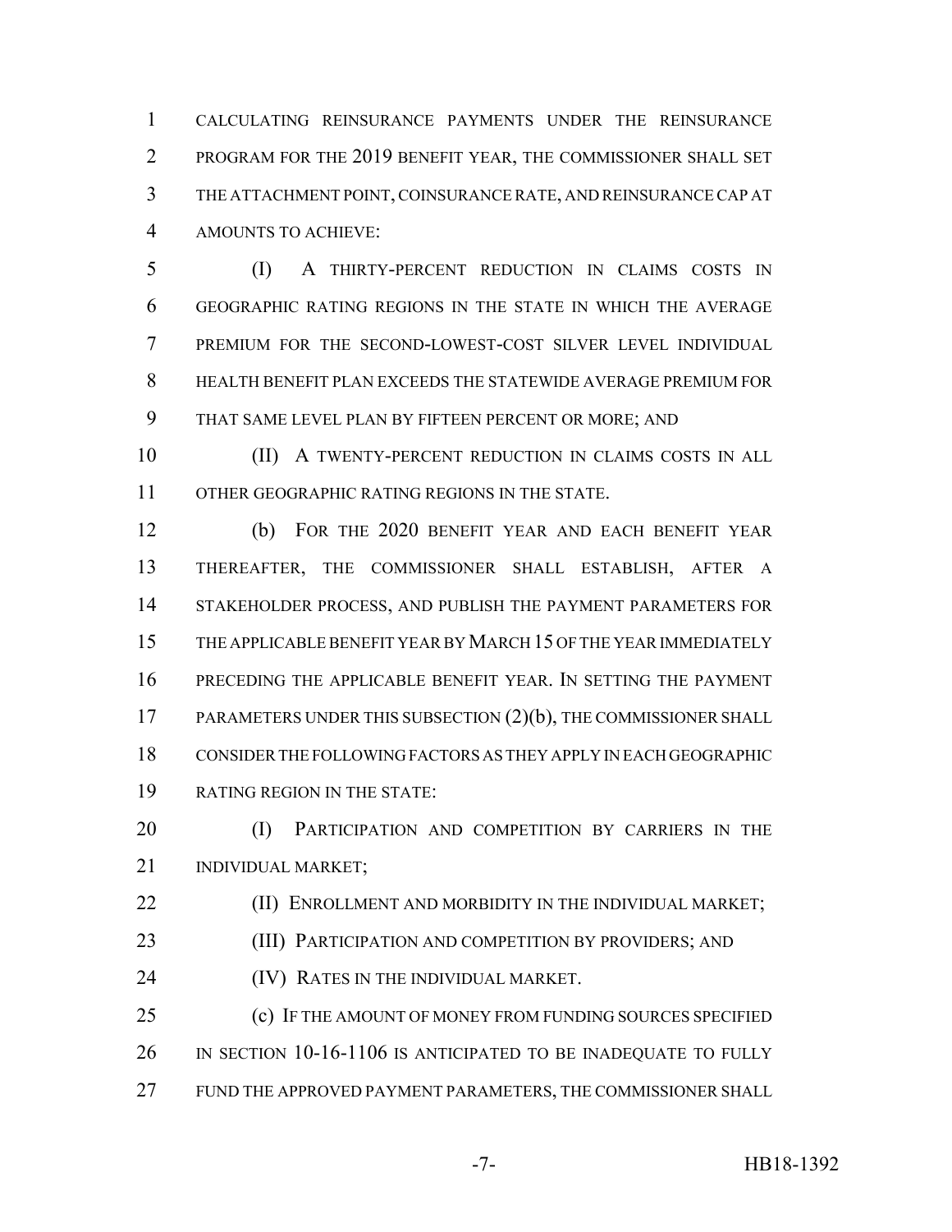CALCULATING REINSURANCE PAYMENTS UNDER THE REINSURANCE PROGRAM FOR THE 2019 BENEFIT YEAR, THE COMMISSIONER SHALL SET THE ATTACHMENT POINT, COINSURANCE RATE, AND REINSURANCE CAP AT AMOUNTS TO ACHIEVE:

(I) A THIRTY-PERCENT REDUCTION IN CLAIMS COSTS IN GEOGRAPHIC RATING REGIONS IN THE STATE IN WHICH THE AVERAGE PREMIUM FOR THE SECOND-LOWEST-COST SILVER LEVEL INDIVIDUAL HEALTH BENEFIT PLAN EXCEEDS THE STATEWIDE AVERAGE PREMIUM FOR THAT SAME LEVEL PLAN BY FIFTEEN PERCENT OR MORE; AND

(II) A TWENTY-PERCENT REDUCTION IN CLAIMS COSTS IN ALL OTHER GEOGRAPHIC RATING REGIONS IN THE STATE.

(b) FOR THE 2020 BENEFIT YEAR AND EACH BENEFIT YEAR THEREAFTER, THE COMMISSIONER SHALL ESTABLISH, AFTER A STAKEHOLDER PROCESS, AND PUBLISH THE PAYMENT PARAMETERS FOR THE APPLICABLE BENEFIT YEAR BY MARCH 15 OF THE YEAR IMMEDIATELY PRECEDING THE APPLICABLE BENEFIT YEAR. IN SETTING THE PAYMENT PARAMETERS UNDER THIS SUBSECTION (2)(b), THE COMMISSIONER SHALL CONSIDER THE FOLLOWING FACTORS AS THEY APPLY IN EACH GEOGRAPHIC RATING REGION IN THE STATE:

(I) PARTICIPATION AND COMPETITION BY CARRIERS IN THE INDIVIDUAL MARKET;

(II) ENROLLMENT AND MORBIDITY IN THE INDIVIDUAL MARKET;

(III) PARTICIPATION AND COMPETITION BY PROVIDERS; AND

(IV) RATES IN THE INDIVIDUAL MARKET.

(c) IF THE AMOUNT OF MONEY FROM FUNDING SOURCES SPECIFIED IN SECTION 10-16-1106 IS ANTICIPATED TO BE INADEQUATE TO FULLY FUND THE APPROVED PAYMENT PARAMETERS, THE COMMISSIONER SHALL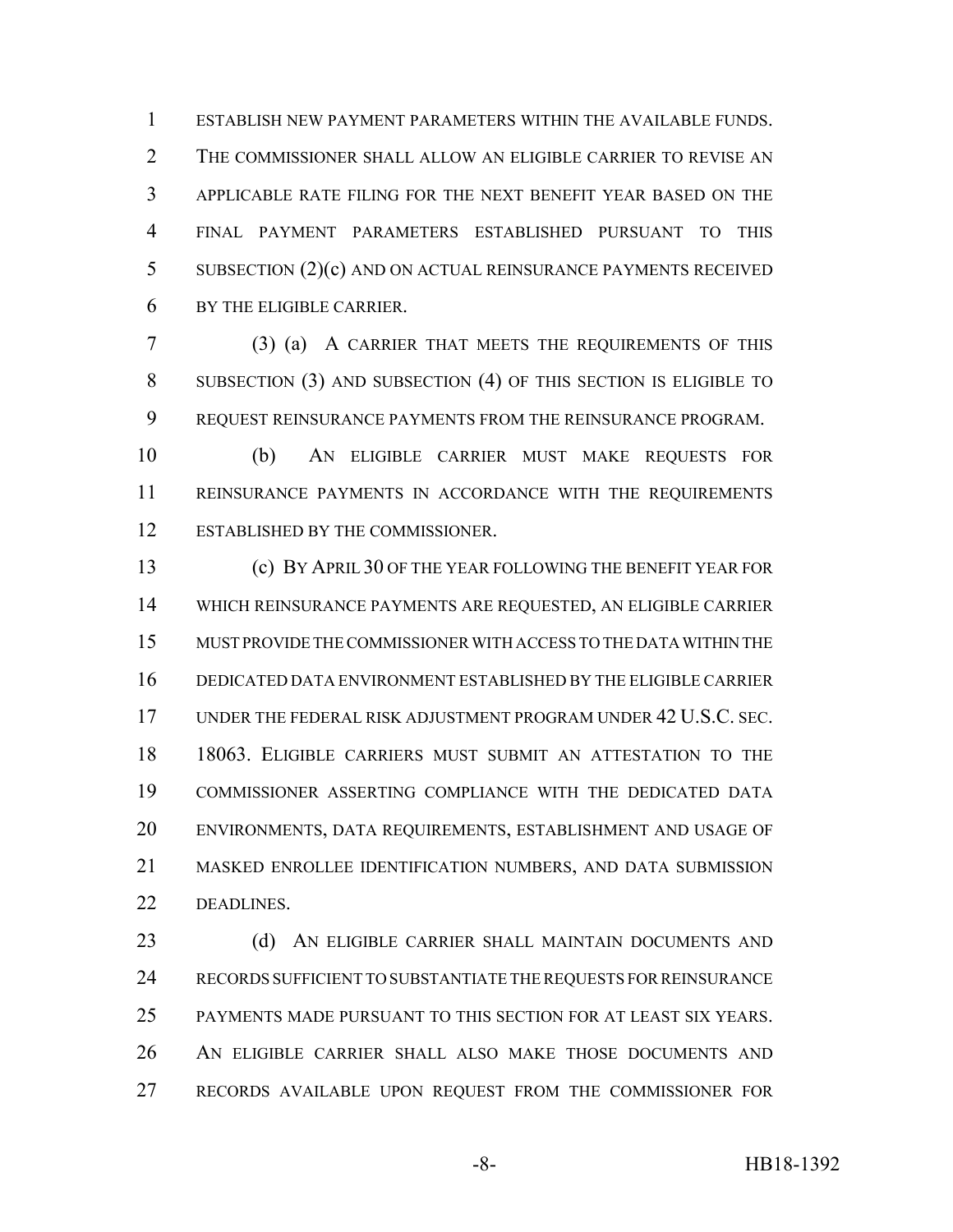ESTABLISH NEW PAYMENT PARAMETERS WITHIN THE AVAILABLE FUNDS. THE COMMISSIONER SHALL ALLOW AN ELIGIBLE CARRIER TO REVISE AN APPLICABLE RATE FILING FOR THE NEXT BENEFIT YEAR BASED ON THE FINAL PAYMENT PARAMETERS ESTABLISHED PURSUANT TO THIS SUBSECTION (2)(c) AND ON ACTUAL REINSURANCE PAYMENTS RECEIVED BY THE ELIGIBLE CARRIER.

(3) (a) A CARRIER THAT MEETS THE REQUIREMENTS OF THIS SUBSECTION (3) AND SUBSECTION (4) OF THIS SECTION IS ELIGIBLE TO REQUEST REINSURANCE PAYMENTS FROM THE REINSURANCE PROGRAM.

(b) AN ELIGIBLE CARRIER MUST MAKE REQUESTS FOR REINSURANCE PAYMENTS IN ACCORDANCE WITH THE REQUIREMENTS ESTABLISHED BY THE COMMISSIONER.

(c) BY APRIL 30 OF THE YEAR FOLLOWING THE BENEFIT YEAR FOR WHICH REINSURANCE PAYMENTS ARE REQUESTED, AN ELIGIBLE CARRIER MUST PROVIDE THE COMMISSIONER WITH ACCESS TO THE DATA WITHIN THE DEDICATED DATA ENVIRONMENT ESTABLISHED BY THE ELIGIBLE CARRIER UNDER THE FEDERAL RISK ADJUSTMENT PROGRAM UNDER 42 U.S.C. SEC. 18063. ELIGIBLE CARRIERS MUST SUBMIT AN ATTESTATION TO THE COMMISSIONER ASSERTING COMPLIANCE WITH THE DEDICATED DATA ENVIRONMENTS, DATA REQUIREMENTS, ESTABLISHMENT AND USAGE OF MASKED ENROLLEE IDENTIFICATION NUMBERS, AND DATA SUBMISSION DEADLINES.

(d) AN ELIGIBLE CARRIER SHALL MAINTAIN DOCUMENTS AND RECORDS SUFFICIENT TO SUBSTANTIATE THE REQUESTS FOR REINSURANCE PAYMENTS MADE PURSUANT TO THIS SECTION FOR AT LEAST SIX YEARS. AN ELIGIBLE CARRIER SHALL ALSO MAKE THOSE DOCUMENTS AND RECORDS AVAILABLE UPON REQUEST FROM THE COMMISSIONER FOR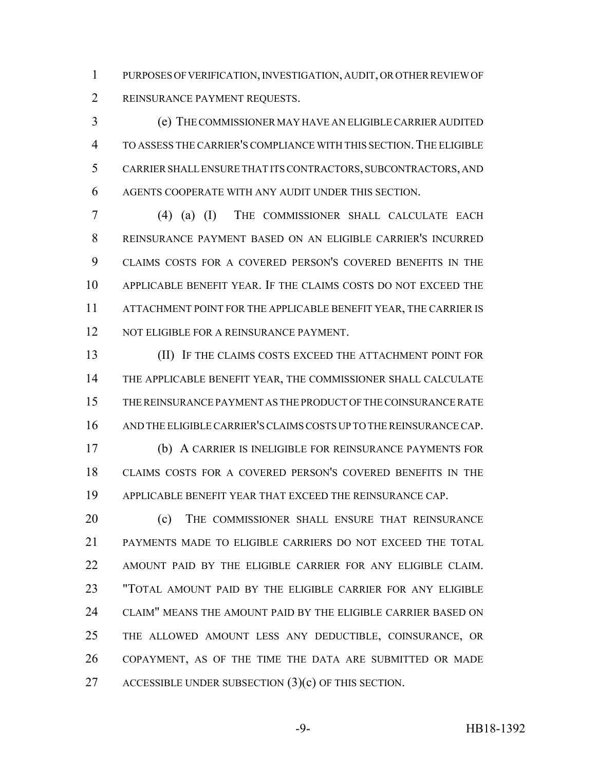PURPOSES OF VERIFICATION, INVESTIGATION, AUDIT, OR OTHER REVIEW OF REINSURANCE PAYMENT REQUESTS.

(e) THE COMMISSIONER MAY HAVE AN ELIGIBLE CARRIER AUDITED TO ASSESS THE CARRIER'S COMPLIANCE WITH THIS SECTION. THE ELIGIBLE CARRIER SHALL ENSURE THAT ITS CONTRACTORS, SUBCONTRACTORS, AND AGENTS COOPERATE WITH ANY AUDIT UNDER THIS SECTION.

(4) (a) (I) THE COMMISSIONER SHALL CALCULATE EACH REINSURANCE PAYMENT BASED ON AN ELIGIBLE CARRIER'S INCURRED CLAIMS COSTS FOR A COVERED PERSON'S COVERED BENEFITS IN THE APPLICABLE BENEFIT YEAR. IF THE CLAIMS COSTS DO NOT EXCEED THE ATTACHMENT POINT FOR THE APPLICABLE BENEFIT YEAR, THE CARRIER IS NOT ELIGIBLE FOR A REINSURANCE PAYMENT.

(II) IF THE CLAIMS COSTS EXCEED THE ATTACHMENT POINT FOR THE APPLICABLE BENEFIT YEAR, THE COMMISSIONER SHALL CALCULATE THE REINSURANCE PAYMENT AS THE PRODUCT OF THE COINSURANCE RATE AND THE ELIGIBLE CARRIER'S CLAIMS COSTS UP TO THE REINSURANCE CAP.

(b) A CARRIER IS INELIGIBLE FOR REINSURANCE PAYMENTS FOR CLAIMS COSTS FOR A COVERED PERSON'S COVERED BENEFITS IN THE APPLICABLE BENEFIT YEAR THAT EXCEED THE REINSURANCE CAP.

(c) THE COMMISSIONER SHALL ENSURE THAT REINSURANCE PAYMENTS MADE TO ELIGIBLE CARRIERS DO NOT EXCEED THE TOTAL AMOUNT PAID BY THE ELIGIBLE CARRIER FOR ANY ELIGIBLE CLAIM. "TOTAL AMOUNT PAID BY THE ELIGIBLE CARRIER FOR ANY ELIGIBLE CLAIM" MEANS THE AMOUNT PAID BY THE ELIGIBLE CARRIER BASED ON THE ALLOWED AMOUNT LESS ANY DEDUCTIBLE, COINSURANCE, OR COPAYMENT, AS OF THE TIME THE DATA ARE SUBMITTED OR MADE ACCESSIBLE UNDER SUBSECTION (3)(c) OF THIS SECTION.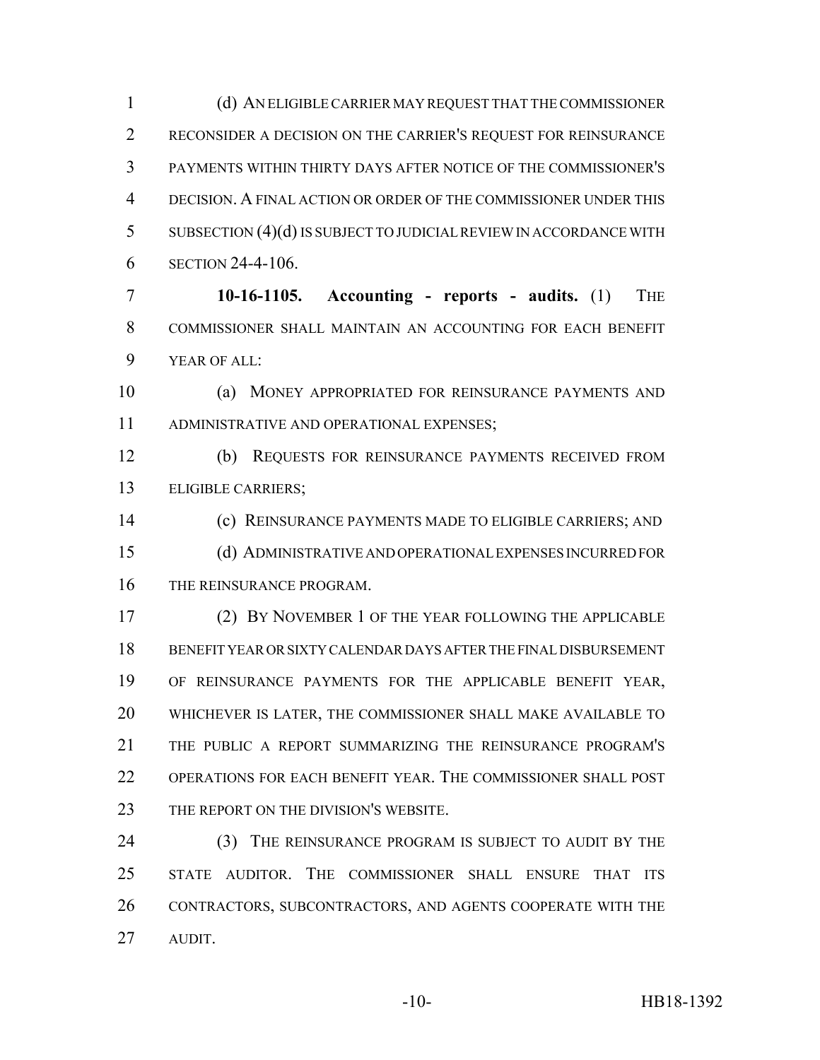(d) AN ELIGIBLE CARRIER MAY REQUEST THAT THE COMMISSIONER RECONSIDER A DECISION ON THE CARRIER'S REQUEST FOR REINSURANCE PAYMENTS WITHIN THIRTY DAYS AFTER NOTICE OF THE COMMISSIONER'S DECISION. A FINAL ACTION OR ORDER OF THE COMMISSIONER UNDER THIS SUBSECTION (4)(d) IS SUBJECT TO JUDICIAL REVIEW IN ACCORDANCE WITH SECTION 24-4-106.

**10-16-1105. Accounting - reports - audits.** (1) THE COMMISSIONER SHALL MAINTAIN AN ACCOUNTING FOR EACH BENEFIT YEAR OF ALL:

(a) MONEY APPROPRIATED FOR REINSURANCE PAYMENTS AND ADMINISTRATIVE AND OPERATIONAL EXPENSES;

(b) REQUESTS FOR REINSURANCE PAYMENTS RECEIVED FROM ELIGIBLE CARRIERS;

(c) REINSURANCE PAYMENTS MADE TO ELIGIBLE CARRIERS; AND

(d) ADMINISTRATIVE AND OPERATIONAL EXPENSES INCURRED FOR THE REINSURANCE PROGRAM.

(2) BY NOVEMBER 1 OF THE YEAR FOLLOWING THE APPLICABLE BENEFIT YEAR OR SIXTY CALENDAR DAYS AFTER THE FINAL DISBURSEMENT OF REINSURANCE PAYMENTS FOR THE APPLICABLE BENEFIT YEAR, WHICHEVER IS LATER, THE COMMISSIONER SHALL MAKE AVAILABLE TO THE PUBLIC A REPORT SUMMARIZING THE REINSURANCE PROGRAM'S OPERATIONS FOR EACH BENEFIT YEAR. THE COMMISSIONER SHALL POST THE REPORT ON THE DIVISION'S WEBSITE.

(3) THE REINSURANCE PROGRAM IS SUBJECT TO AUDIT BY THE STATE AUDITOR. THE COMMISSIONER SHALL ENSURE THAT ITS CONTRACTORS, SUBCONTRACTORS, AND AGENTS COOPERATE WITH THE AUDIT.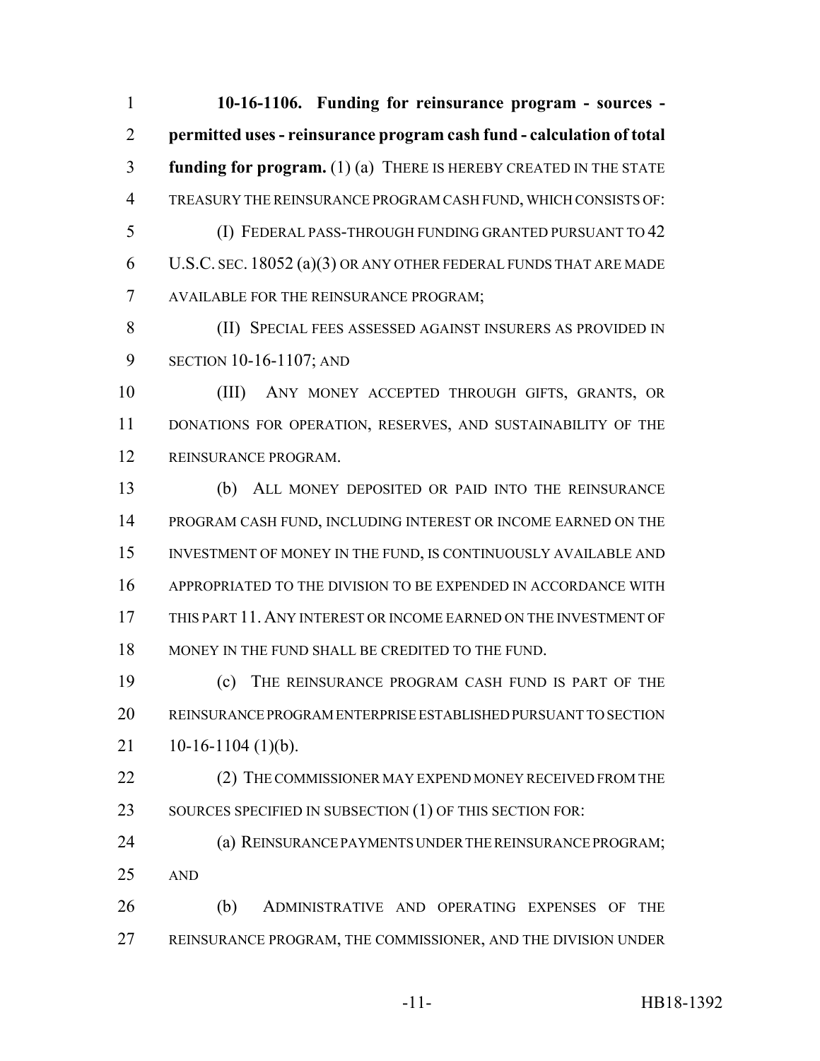**10-16-1106. Funding for reinsurance program - sources - permitted uses - reinsurance program cash fund - calculation of total funding for program.** (1) (a) THERE IS HEREBY CREATED IN THE STATE TREASURY THE REINSURANCE PROGRAM CASH FUND, WHICH CONSISTS OF:

(I) FEDERAL PASS-THROUGH FUNDING GRANTED PURSUANT TO 42 U.S.C. SEC. 18052 (a)(3) OR ANY OTHER FEDERAL FUNDS THAT ARE MADE AVAILABLE FOR THE REINSURANCE PROGRAM;

(II) SPECIAL FEES ASSESSED AGAINST INSURERS AS PROVIDED IN SECTION 10-16-1107; AND

(III) ANY MONEY ACCEPTED THROUGH GIFTS, GRANTS, OR DONATIONS FOR OPERATION, RESERVES, AND SUSTAINABILITY OF THE REINSURANCE PROGRAM.

(b) ALL MONEY DEPOSITED OR PAID INTO THE REINSURANCE PROGRAM CASH FUND, INCLUDING INTEREST OR INCOME EARNED ON THE INVESTMENT OF MONEY IN THE FUND, IS CONTINUOUSLY AVAILABLE AND APPROPRIATED TO THE DIVISION TO BE EXPENDED IN ACCORDANCE WITH THIS PART 11. ANY INTEREST OR INCOME EARNED ON THE INVESTMENT OF MONEY IN THE FUND SHALL BE CREDITED TO THE FUND.

(c) THE REINSURANCE PROGRAM CASH FUND IS PART OF THE REINSURANCE PROGRAM ENTERPRISE ESTABLISHED PURSUANT TO SECTION 10-16-1104 (1)(b).

(2) THE COMMISSIONER MAY EXPEND MONEY RECEIVED FROM THE SOURCES SPECIFIED IN SUBSECTION (1) OF THIS SECTION FOR:

(a) REINSURANCE PAYMENTS UNDER THE REINSURANCE PROGRAM; AND

(b) ADMINISTRATIVE AND OPERATING EXPENSES OF THE REINSURANCE PROGRAM, THE COMMISSIONER, AND THE DIVISION UNDER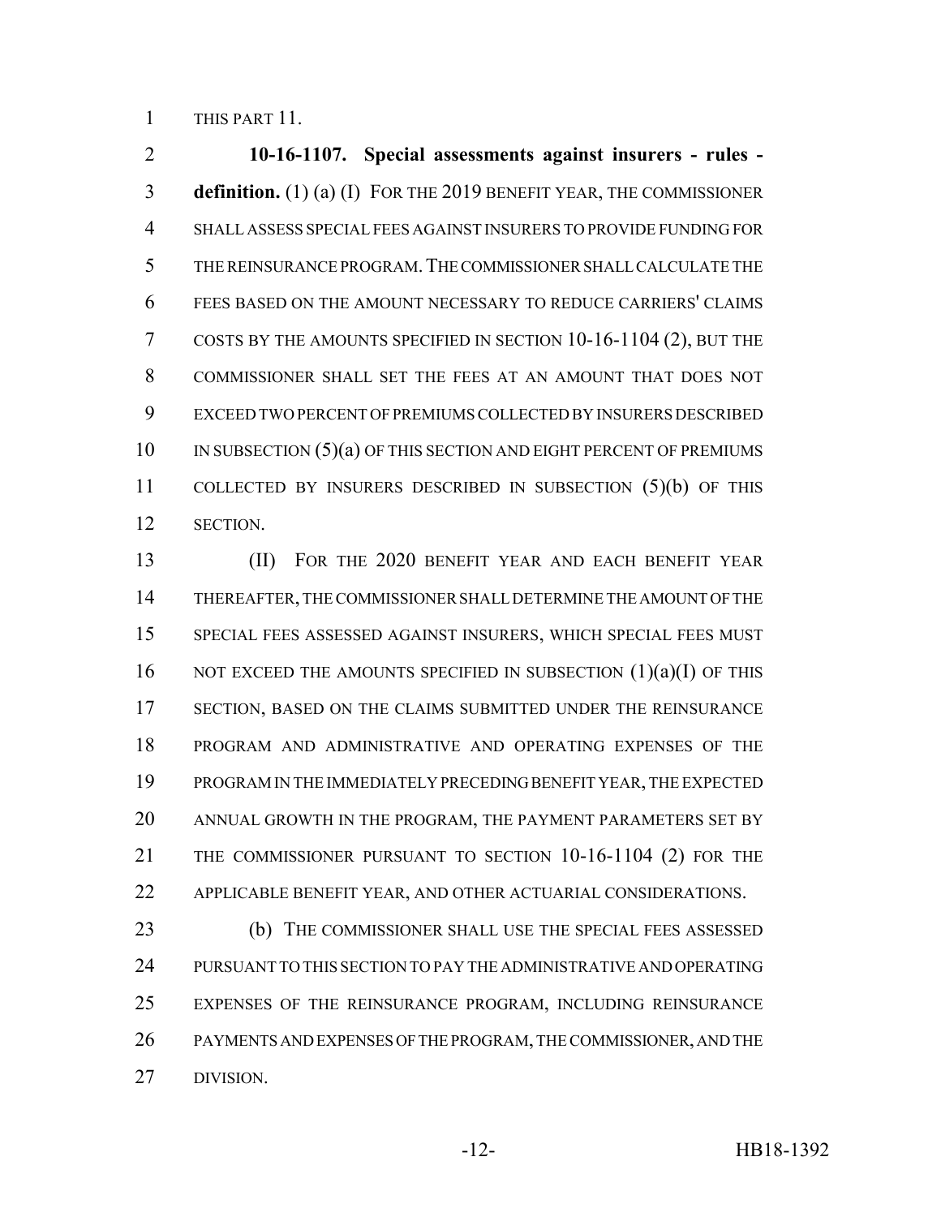THIS PART 11.

**10-16-1107. Special assessments against insurers - rules - definition.** (1) (a) (I) FOR THE 2019 BENEFIT YEAR, THE COMMISSIONER SHALL ASSESS SPECIAL FEES AGAINST INSURERS TO PROVIDE FUNDING FOR THE REINSURANCE PROGRAM. THE COMMISSIONER SHALL CALCULATE THE FEES BASED ON THE AMOUNT NECESSARY TO REDUCE CARRIERS' CLAIMS COSTS BY THE AMOUNTS SPECIFIED IN SECTION 10-16-1104 (2), BUT THE COMMISSIONER SHALL SET THE FEES AT AN AMOUNT THAT DOES NOT EXCEED TWO PERCENT OF PREMIUMS COLLECTED BY INSURERS DESCRIBED IN SUBSECTION (5)(a) OF THIS SECTION AND EIGHT PERCENT OF PREMIUMS COLLECTED BY INSURERS DESCRIBED IN SUBSECTION (5)(b) OF THIS SECTION.

(II) FOR THE 2020 BENEFIT YEAR AND EACH BENEFIT YEAR THEREAFTER, THE COMMISSIONER SHALL DETERMINE THE AMOUNT OF THE SPECIAL FEES ASSESSED AGAINST INSURERS, WHICH SPECIAL FEES MUST NOT EXCEED THE AMOUNTS SPECIFIED IN SUBSECTION (1)(a)(I) OF THIS SECTION, BASED ON THE CLAIMS SUBMITTED UNDER THE REINSURANCE PROGRAM AND ADMINISTRATIVE AND OPERATING EXPENSES OF THE PROGRAM IN THE IMMEDIATELY PRECEDING BENEFIT YEAR, THE EXPECTED ANNUAL GROWTH IN THE PROGRAM, THE PAYMENT PARAMETERS SET BY THE COMMISSIONER PURSUANT TO SECTION 10-16-1104 (2) FOR THE APPLICABLE BENEFIT YEAR, AND OTHER ACTUARIAL CONSIDERATIONS.

(b) THE COMMISSIONER SHALL USE THE SPECIAL FEES ASSESSED PURSUANT TO THIS SECTION TO PAY THE ADMINISTRATIVE AND OPERATING EXPENSES OF THE REINSURANCE PROGRAM, INCLUDING REINSURANCE PAYMENTS AND EXPENSES OF THE PROGRAM, THE COMMISSIONER, AND THE DIVISION.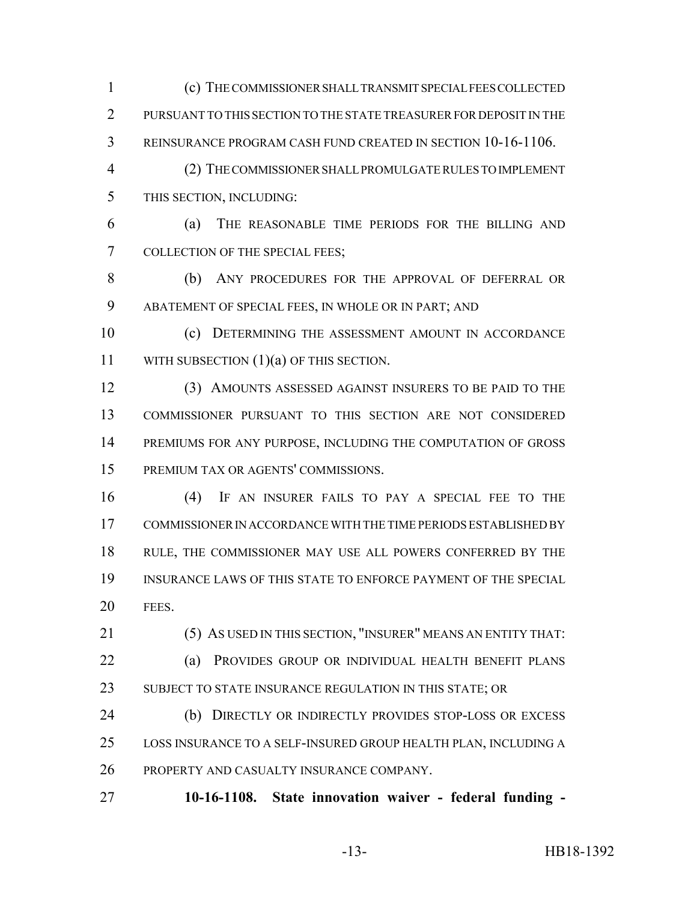(c) THE COMMISSIONER SHALL TRANSMIT SPECIAL FEES COLLECTED PURSUANT TO THIS SECTION TO THE STATE TREASURER FOR DEPOSIT IN THE REINSURANCE PROGRAM CASH FUND CREATED IN SECTION 10-16-1106.

(2) THE COMMISSIONER SHALL PROMULGATE RULES TO IMPLEMENT THIS SECTION, INCLUDING:

(a) THE REASONABLE TIME PERIODS FOR THE BILLING AND COLLECTION OF THE SPECIAL FEES;

(b) ANY PROCEDURES FOR THE APPROVAL OF DEFERRAL OR ABATEMENT OF SPECIAL FEES, IN WHOLE OR IN PART; AND

(c) DETERMINING THE ASSESSMENT AMOUNT IN ACCORDANCE WITH SUBSECTION (1)(a) OF THIS SECTION.

(3) AMOUNTS ASSESSED AGAINST INSURERS TO BE PAID TO THE COMMISSIONER PURSUANT TO THIS SECTION ARE NOT CONSIDERED PREMIUMS FOR ANY PURPOSE, INCLUDING THE COMPUTATION OF GROSS PREMIUM TAX OR AGENTS' COMMISSIONS.

(4) IF AN INSURER FAILS TO PAY A SPECIAL FEE TO THE COMMISSIONER IN ACCORDANCE WITH THE TIME PERIODS ESTABLISHED BY RULE, THE COMMISSIONER MAY USE ALL POWERS CONFERRED BY THE INSURANCE LAWS OF THIS STATE TO ENFORCE PAYMENT OF THE SPECIAL FEES.

(5) AS USED IN THIS SECTION, "INSURER" MEANS AN ENTITY THAT:

(a) PROVIDES GROUP OR INDIVIDUAL HEALTH BENEFIT PLANS SUBJECT TO STATE INSURANCE REGULATION IN THIS STATE; OR

(b) DIRECTLY OR INDIRECTLY PROVIDES STOP-LOSS OR EXCESS LOSS INSURANCE TO A SELF-INSURED GROUP HEALTH PLAN, INCLUDING A PROPERTY AND CASUALTY INSURANCE COMPANY.

**10-16-1108. State innovation waiver - federal funding -**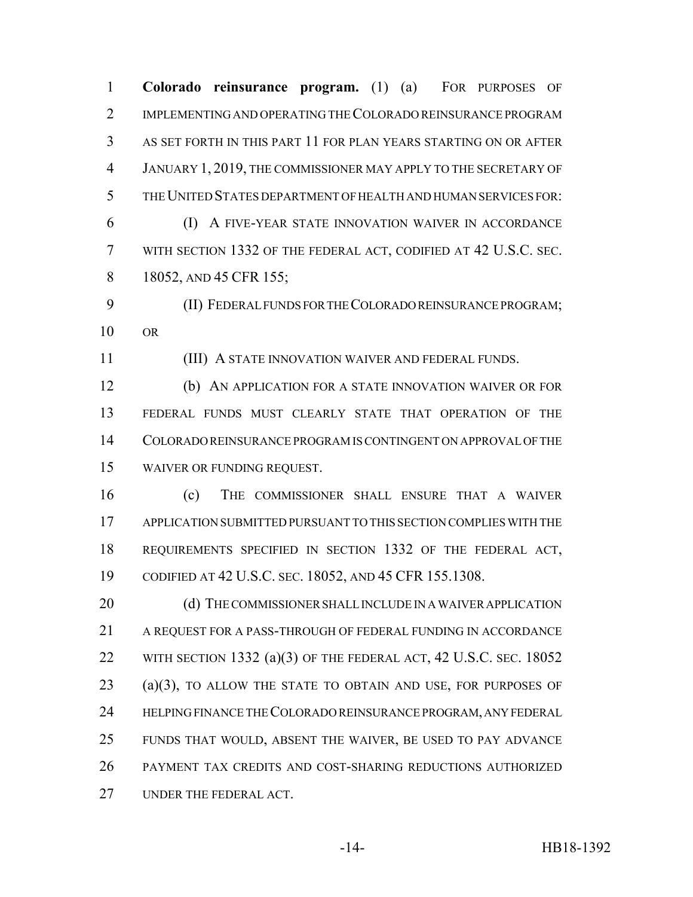**Colorado reinsurance program.** (1) (a) FOR PURPOSES OF IMPLEMENTING AND OPERATING THE COLORADO REINSURANCE PROGRAM AS SET FORTH IN THIS PART 11 FOR PLAN YEARS STARTING ON OR AFTER JANUARY 1, 2019, THE COMMISSIONER MAY APPLY TO THE SECRETARY OF THE UNITED STATES DEPARTMENT OF HEALTH AND HUMAN SERVICES FOR:

(I) A FIVE-YEAR STATE INNOVATION WAIVER IN ACCORDANCE WITH SECTION 1332 OF THE FEDERAL ACT, CODIFIED AT 42 U.S.C. SEC. 18052, AND 45 CFR 155;

(II) FEDERAL FUNDS FOR THE COLORADO REINSURANCE PROGRAM; OR

(III) A STATE INNOVATION WAIVER AND FEDERAL FUNDS.

(b) AN APPLICATION FOR A STATE INNOVATION WAIVER OR FOR FEDERAL FUNDS MUST CLEARLY STATE THAT OPERATION OF THE COLORADO REINSURANCE PROGRAM IS CONTINGENT ON APPROVAL OF THE WAIVER OR FUNDING REQUEST.

(c) THE COMMISSIONER SHALL ENSURE THAT A WAIVER APPLICATION SUBMITTED PURSUANT TO THIS SECTION COMPLIES WITH THE REQUIREMENTS SPECIFIED IN SECTION 1332 OF THE FEDERAL ACT, CODIFIED AT 42 U.S.C. SEC. 18052, AND 45 CFR 155.1308.

(d) THE COMMISSIONER SHALL INCLUDE IN A WAIVER APPLICATION A REQUEST FOR A PASS-THROUGH OF FEDERAL FUNDING IN ACCORDANCE WITH SECTION 1332 (a)(3) OF THE FEDERAL ACT, 42 U.S.C. SEC. 18052 (a)(3), TO ALLOW THE STATE TO OBTAIN AND USE, FOR PURPOSES OF HELPING FINANCE THE COLORADO REINSURANCE PROGRAM, ANY FEDERAL FUNDS THAT WOULD, ABSENT THE WAIVER, BE USED TO PAY ADVANCE PAYMENT TAX CREDITS AND COST-SHARING REDUCTIONS AUTHORIZED UNDER THE FEDERAL ACT.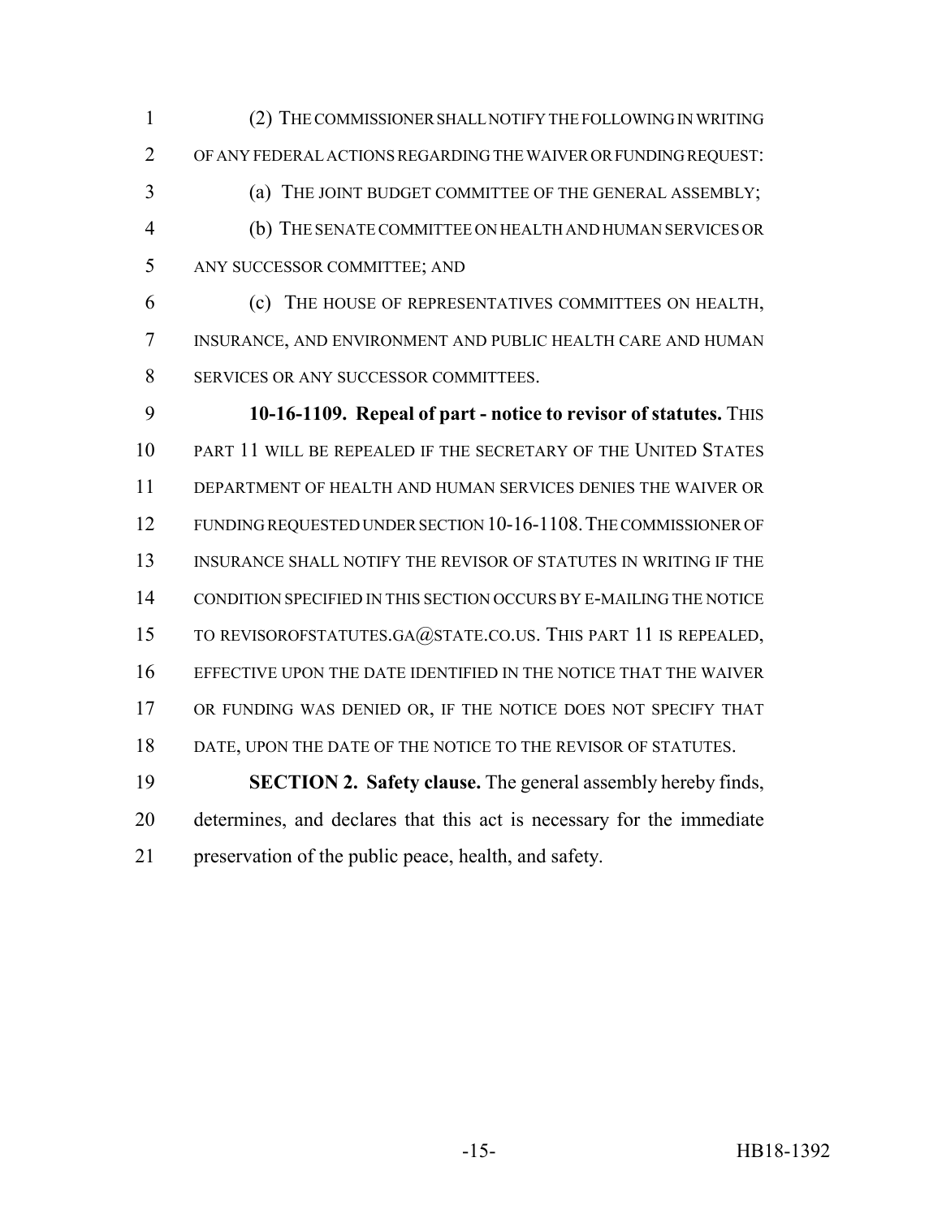(2) THE COMMISSIONER SHALL NOTIFY THE FOLLOWING IN WRITING OF ANY FEDERAL ACTIONS REGARDING THE WAIVER OR FUNDING REQUEST:

(a) THE JOINT BUDGET COMMITTEE OF THE GENERAL ASSEMBLY;

(b) THE SENATE COMMITTEE ON HEALTH AND HUMAN SERVICES OR ANY SUCCESSOR COMMITTEE; AND

(c) THE HOUSE OF REPRESENTATIVES COMMITTEES ON HEALTH, INSURANCE, AND ENVIRONMENT AND PUBLIC HEALTH CARE AND HUMAN SERVICES OR ANY SUCCESSOR COMMITTEES.

**10-16-1109. Repeal of part - notice to revisor of statutes.** THIS PART 11 WILL BE REPEALED IF THE SECRETARY OF THE UNITED STATES DEPARTMENT OF HEALTH AND HUMAN SERVICES DENIES THE WAIVER OR FUNDING REQUESTED UNDER SECTION 10-16-1108. THE COMMISSIONER OF INSURANCE SHALL NOTIFY THE REVISOR OF STATUTES IN WRITING IF THE CONDITION SPECIFIED IN THIS SECTION OCCURS BY E-MAILING THE NOTICE TO REVISOROFSTATUTES.GA@STATE.CO.US. THIS PART 11 IS REPEALED, EFFECTIVE UPON THE DATE IDENTIFIED IN THE NOTICE THAT THE WAIVER OR FUNDING WAS DENIED OR, IF THE NOTICE DOES NOT SPECIFY THAT DATE, UPON THE DATE OF THE NOTICE TO THE REVISOR OF STATUTES.

**SECTION 2. Safety clause.** The general assembly hereby finds, determines, and declares that this act is necessary for the immediate preservation of the public peace, health, and safety.